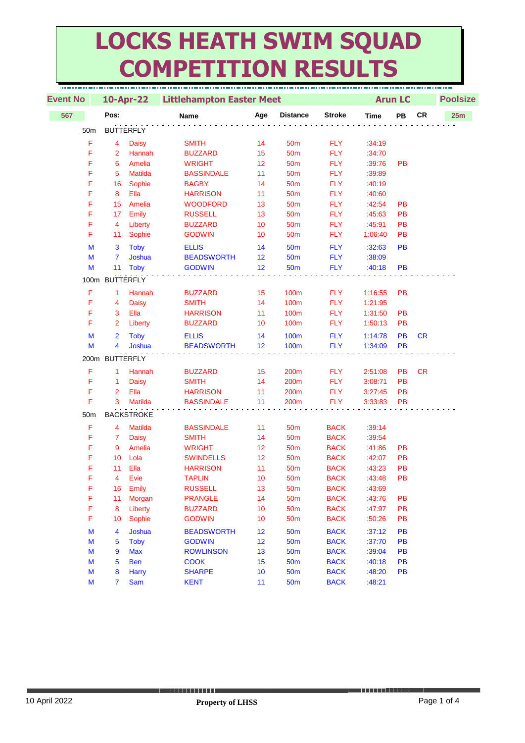# LOCKS HEATH SWIM SQUAD COMPETITION RESULTS

| Event No | 10-Apr-22 | Littlehampton Easter Meet | | | | | Arun LC | | | Poolsize |
|---|---|---|---|---|---|---|---|---|---|---|
| 567 | Pos: | | Name | Age | Distance | Stroke | Time | PB | CR | 25m |

**50m BUTTERFLY**

| | Pos | First Name | Surname | Age | Distance | Stroke | Time | PB | CR |
|---|---|---|---|---|---|---|---|---|---|
| F | 4 | Daisy | SMITH | 14 | 50m | FLY | :34:19 | | |
| F | 2 | Hannah | BUZZARD | 15 | 50m | FLY | :34:70 | | |
| F | 6 | Amelia | WRIGHT | 12 | 50m | FLY | :39:76 | PB | |
| F | 5 | Matilda | BASSINDALE | 11 | 50m | FLY | :39:89 | | |
| F | 16 | Sophie | BAGBY | 14 | 50m | FLY | :40:19 | | |
| F | 8 | Ella | HARRISON | 11 | 50m | FLY | :40:60 | | |
| F | 15 | Amelia | WOODFORD | 13 | 50m | FLY | :42:54 | PB | |
| F | 17 | Emily | RUSSELL | 13 | 50m | FLY | :45:63 | PB | |
| F | 4 | Liberty | BUZZARD | 10 | 50m | FLY | :45:91 | PB | |
| F | 11 | Sophie | GODWIN | 10 | 50m | FLY | 1:06:40 | PB | |
| M | 3 | Toby | ELLIS | 14 | 50m | FLY | :32:63 | PB | |
| M | 7 | Joshua | BEADSWORTH | 12 | 50m | FLY | :38:09 | | |
| M | 11 | Toby | GODWIN | 12 | 50m | FLY | :40:18 | PB | |

**100m BUTTERFLY**

| | Pos | First Name | Surname | Age | Distance | Stroke | Time | PB | CR |
|---|---|---|---|---|---|---|---|---|---|
| F | 1 | Hannah | BUZZARD | 15 | 100m | FLY | 1:16:55 | PB | |
| F | 4 | Daisy | SMITH | 14 | 100m | FLY | 1:21:95 | | |
| F | 3 | Ella | HARRISON | 11 | 100m | FLY | 1:31:50 | PB | |
| F | 2 | Liberty | BUZZARD | 10 | 100m | FLY | 1:50:13 | PB | |
| M | 2 | Toby | ELLIS | 14 | 100m | FLY | 1:14:78 | PB | CR |
| M | 4 | Joshua | BEADSWORTH | 12 | 100m | FLY | 1:34:09 | PB | |

**200m BUTTERFLY**

| | Pos | First Name | Surname | Age | Distance | Stroke | Time | PB | CR |
|---|---|---|---|---|---|---|---|---|---|
| F | 1 | Hannah | BUZZARD | 15 | 200m | FLY | 2:51:08 | PB | CR |
| F | 1 | Daisy | SMITH | 14 | 200m | FLY | 3:08:71 | PB | |
| F | 2 | Ella | HARRISON | 11 | 200m | FLY | 3:27:45 | PB | |
| F | 3 | Matilda | BASSINDALE | 11 | 200m | FLY | 3:33:83 | PB | |

**50m BACKSTROKE**

| | Pos | First Name | Surname | Age | Distance | Stroke | Time | PB | CR |
|---|---|---|---|---|---|---|---|---|---|
| F | 4 | Matilda | BASSINDALE | 11 | 50m | BACK | :39:14 | | |
| F | 7 | Daisy | SMITH | 14 | 50m | BACK | :39:54 | | |
| F | 9 | Amelia | WRIGHT | 12 | 50m | BACK | :41:86 | PB | |
| F | 10 | Lola | SWINDELLS | 12 | 50m | BACK | :42:07 | PB | |
| F | 11 | Ella | HARRISON | 11 | 50m | BACK | :43:23 | PB | |
| F | 4 | Evie | TAPLIN | 10 | 50m | BACK | :43:48 | PB | |
| F | 16 | Emily | RUSSELL | 13 | 50m | BACK | :43:69 | | |
| F | 11 | Morgan | PRANGLE | 14 | 50m | BACK | :43:76 | PB | |
| F | 8 | Liberty | BUZZARD | 10 | 50m | BACK | :47:97 | PB | |
| F | 10 | Sophie | GODWIN | 10 | 50m | BACK | :50:26 | PB | |
| M | 4 | Joshua | BEADSWORTH | 12 | 50m | BACK | :37:12 | PB | |
| M | 5 | Toby | GODWIN | 12 | 50m | BACK | :37:70 | PB | |
| M | 9 | Max | ROWLINSON | 13 | 50m | BACK | :39:04 | PB | |
| M | 5 | Ben | COOK | 15 | 50m | BACK | :40:18 | PB | |
| M | 8 | Harry | SHARPE | 10 | 50m | BACK | :48:20 | PB | |
| M | 7 | Sam | KENT | 11 | 50m | BACK | :48:21 | | |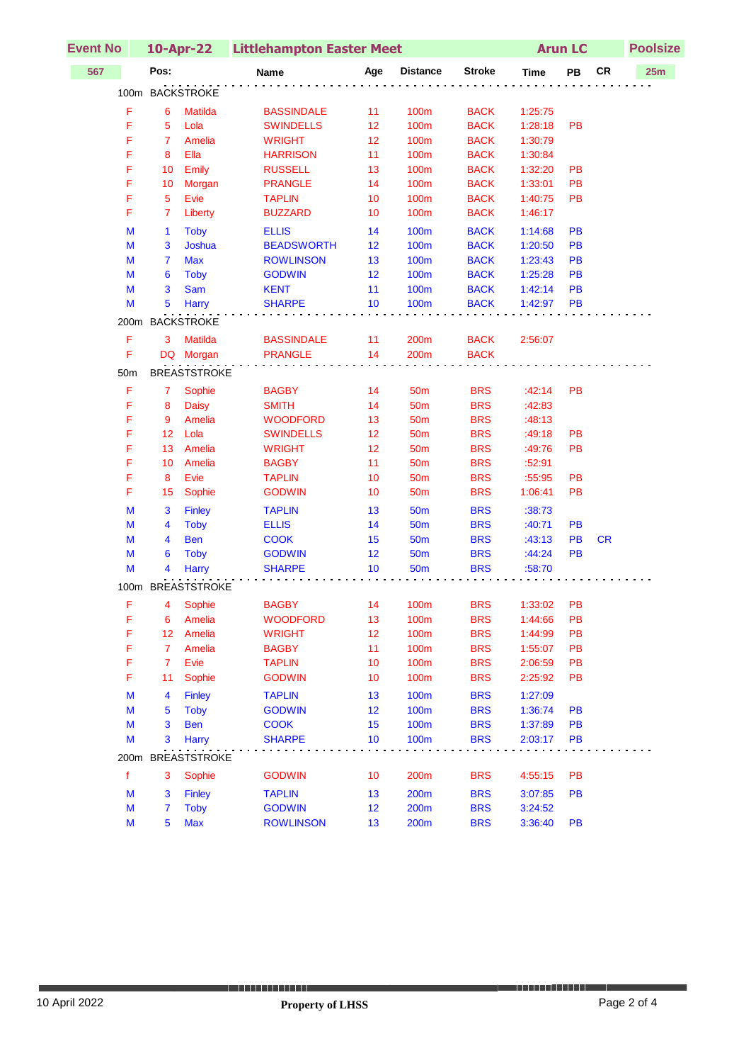| Event No | 10-Apr-22 | Littlehampton Easter Meet | | | | | Arun LC | | | Poolsize |
|---|---|---|---|---|---|---|---|---|---|---|
| 567 | Pos: | | Name | Age | Distance | Stroke | Time | PB | CR | 25m |

**100m BACKSTROKE**

| | Pos | First | Surname | Age | Distance | Stroke | Time | PB | CR |
|---|---|---|---|---|---|---|---|---|---|
| F | 6 | Matilda | BASSINDALE | 11 | 100m | BACK | 1:25:75 | | |
| F | 5 | Lola | SWINDELLS | 12 | 100m | BACK | 1:28:18 | PB | |
| F | 7 | Amelia | WRIGHT | 12 | 100m | BACK | 1:30:79 | | |
| F | 8 | Ella | HARRISON | 11 | 100m | BACK | 1:30:84 | | |
| F | 10 | Emily | RUSSELL | 13 | 100m | BACK | 1:32:20 | PB | |
| F | 10 | Morgan | PRANGLE | 14 | 100m | BACK | 1:33:01 | PB | |
| F | 5 | Evie | TAPLIN | 10 | 100m | BACK | 1:40:75 | PB | |
| F | 7 | Liberty | BUZZARD | 10 | 100m | BACK | 1:46:17 | | |
| M | 1 | Toby | ELLIS | 14 | 100m | BACK | 1:14:68 | PB | |
| M | 3 | Joshua | BEADSWORTH | 12 | 100m | BACK | 1:20:50 | PB | |
| M | 7 | Max | ROWLINSON | 13 | 100m | BACK | 1:23:43 | PB | |
| M | 6 | Toby | GODWIN | 12 | 100m | BACK | 1:25:28 | PB | |
| M | 3 | Sam | KENT | 11 | 100m | BACK | 1:42:14 | PB | |
| M | 5 | Harry | SHARPE | 10 | 100m | BACK | 1:42:97 | PB | |

**200m BACKSTROKE**

| | Pos | First | Surname | Age | Distance | Stroke | Time | PB | CR |
|---|---|---|---|---|---|---|---|---|---|
| F | 3 | Matilda | BASSINDALE | 11 | 200m | BACK | 2:56:07 | | |
| F | DQ | Morgan | PRANGLE | 14 | 200m | BACK | | | |

**50m BREASTSTROKE**

| | Pos | First | Surname | Age | Distance | Stroke | Time | PB | CR |
|---|---|---|---|---|---|---|---|---|---|
| F | 7 | Sophie | BAGBY | 14 | 50m | BRS | :42:14 | PB | |
| F | 8 | Daisy | SMITH | 14 | 50m | BRS | :42:83 | | |
| F | 9 | Amelia | WOODFORD | 13 | 50m | BRS | :48:13 | | |
| F | 12 | Lola | SWINDELLS | 12 | 50m | BRS | :49:18 | PB | |
| F | 13 | Amelia | WRIGHT | 12 | 50m | BRS | :49:76 | PB | |
| F | 10 | Amelia | BAGBY | 11 | 50m | BRS | :52:91 | | |
| F | 8 | Evie | TAPLIN | 10 | 50m | BRS | :55:95 | PB | |
| F | 15 | Sophie | GODWIN | 10 | 50m | BRS | 1:06:41 | PB | |
| M | 3 | Finley | TAPLIN | 13 | 50m | BRS | :38:73 | | |
| M | 4 | Toby | ELLIS | 14 | 50m | BRS | :40:71 | PB | |
| M | 4 | Ben | COOK | 15 | 50m | BRS | :43:13 | PB | CR |
| M | 6 | Toby | GODWIN | 12 | 50m | BRS | :44:24 | PB | |
| M | 4 | Harry | SHARPE | 10 | 50m | BRS | :58:70 | | |

**100m BREASTSTROKE**

| | Pos | First | Surname | Age | Distance | Stroke | Time | PB | CR |
|---|---|---|---|---|---|---|---|---|---|
| F | 4 | Sophie | BAGBY | 14 | 100m | BRS | 1:33:02 | PB | |
| F | 6 | Amelia | WOODFORD | 13 | 100m | BRS | 1:44:66 | PB | |
| F | 12 | Amelia | WRIGHT | 12 | 100m | BRS | 1:44:99 | PB | |
| F | 7 | Amelia | BAGBY | 11 | 100m | BRS | 1:55:07 | PB | |
| F | 7 | Evie | TAPLIN | 10 | 100m | BRS | 2:06:59 | PB | |
| F | 11 | Sophie | GODWIN | 10 | 100m | BRS | 2:25:92 | PB | |
| M | 4 | Finley | TAPLIN | 13 | 100m | BRS | 1:27:09 | | |
| M | 5 | Toby | GODWIN | 12 | 100m | BRS | 1:36:74 | PB | |
| M | 3 | Ben | COOK | 15 | 100m | BRS | 1:37:89 | PB | |
| M | 3 | Harry | SHARPE | 10 | 100m | BRS | 2:03:17 | PB | |

**200m BREASTSTROKE**

| | Pos | First | Surname | Age | Distance | Stroke | Time | PB | CR |
|---|---|---|---|---|---|---|---|---|---|
| f | 3 | Sophie | GODWIN | 10 | 200m | BRS | 4:55:15 | PB | |
| M | 3 | Finley | TAPLIN | 13 | 200m | BRS | 3:07:85 | PB | |
| M | 7 | Toby | GODWIN | 12 | 200m | BRS | 3:24:52 | | |
| M | 5 | Max | ROWLINSON | 13 | 200m | BRS | 3:36:40 | PB | |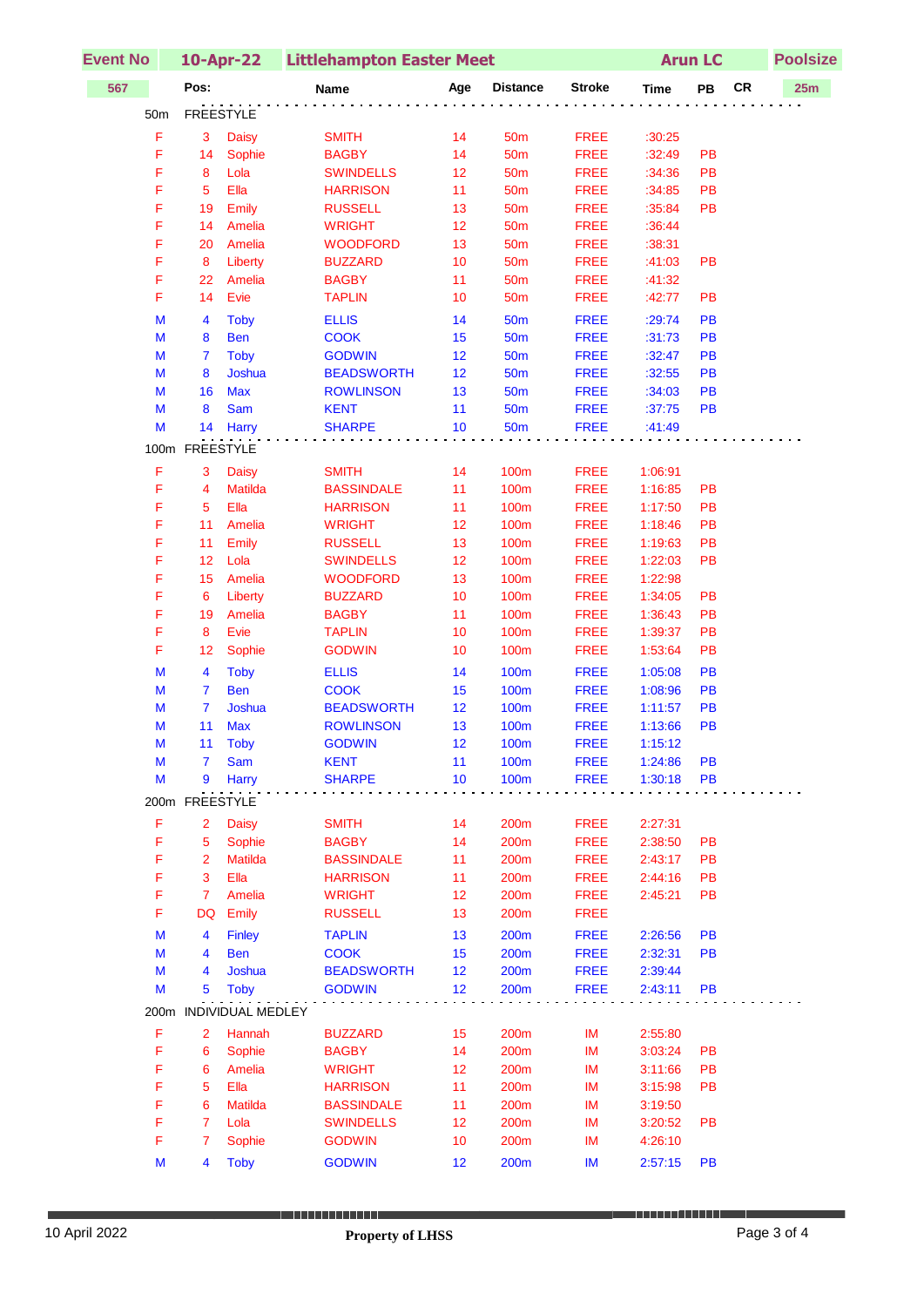| Event No | 10-Apr-22 | Littlehampton Easter Meet | | | | | Arun LC | | | Poolsize |
|---|---|---|---|---|---|---|---|---|---|---|
| 567 | Pos: | | Name | Age | Distance | Stroke | Time | PB | CR | 25m |

### 50m FREESTYLE

| | Pos | Name | | Age | Distance | Stroke | Time | PB |
|---|---|---|---|---|---|---|---|---|
| F | 3 | Daisy | SMITH | 14 | 50m | FREE | :30:25 | |
| F | 14 | Sophie | BAGBY | 14 | 50m | FREE | :32:49 | PB |
| F | 8 | Lola | SWINDELLS | 12 | 50m | FREE | :34:36 | PB |
| F | 5 | Ella | HARRISON | 11 | 50m | FREE | :34:85 | PB |
| F | 19 | Emily | RUSSELL | 13 | 50m | FREE | :35:84 | PB |
| F | 14 | Amelia | WRIGHT | 12 | 50m | FREE | :36:44 | |
| F | 20 | Amelia | WOODFORD | 13 | 50m | FREE | :38:31 | |
| F | 8 | Liberty | BUZZARD | 10 | 50m | FREE | :41:03 | PB |
| F | 22 | Amelia | BAGBY | 11 | 50m | FREE | :41:32 | |
| F | 14 | Evie | TAPLIN | 10 | 50m | FREE | :42:77 | PB |
| M | 4 | Toby | ELLIS | 14 | 50m | FREE | :29:74 | PB |
| M | 8 | Ben | COOK | 15 | 50m | FREE | :31:73 | PB |
| M | 7 | Toby | GODWIN | 12 | 50m | FREE | :32:47 | PB |
| M | 8 | Joshua | BEADSWORTH | 12 | 50m | FREE | :32:55 | PB |
| M | 16 | Max | ROWLINSON | 13 | 50m | FREE | :34:03 | PB |
| M | 8 | Sam | KENT | 11 | 50m | FREE | :37:75 | PB |
| M | 14 | Harry | SHARPE | 10 | 50m | FREE | :41:49 | |

### 100m FREESTYLE

| | Pos | Name | | Age | Distance | Stroke | Time | PB |
|---|---|---|---|---|---|---|---|---|
| F | 3 | Daisy | SMITH | 14 | 100m | FREE | 1:06:91 | |
| F | 4 | Matilda | BASSINDALE | 11 | 100m | FREE | 1:16:85 | PB |
| F | 5 | Ella | HARRISON | 11 | 100m | FREE | 1:17:50 | PB |
| F | 11 | Amelia | WRIGHT | 12 | 100m | FREE | 1:18:46 | PB |
| F | 11 | Emily | RUSSELL | 13 | 100m | FREE | 1:19:63 | PB |
| F | 12 | Lola | SWINDELLS | 12 | 100m | FREE | 1:22:03 | PB |
| F | 15 | Amelia | WOODFORD | 13 | 100m | FREE | 1:22:98 | |
| F | 6 | Liberty | BUZZARD | 10 | 100m | FREE | 1:34:05 | PB |
| F | 19 | Amelia | BAGBY | 11 | 100m | FREE | 1:36:43 | PB |
| F | 8 | Evie | TAPLIN | 10 | 100m | FREE | 1:39:37 | PB |
| F | 12 | Sophie | GODWIN | 10 | 100m | FREE | 1:53:64 | PB |
| M | 4 | Toby | ELLIS | 14 | 100m | FREE | 1:05:08 | PB |
| M | 7 | Ben | COOK | 15 | 100m | FREE | 1:08:96 | PB |
| M | 7 | Joshua | BEADSWORTH | 12 | 100m | FREE | 1:11:57 | PB |
| M | 11 | Max | ROWLINSON | 13 | 100m | FREE | 1:13:66 | PB |
| M | 11 | Toby | GODWIN | 12 | 100m | FREE | 1:15:12 | |
| M | 7 | Sam | KENT | 11 | 100m | FREE | 1:24:86 | PB |
| M | 9 | Harry | SHARPE | 10 | 100m | FREE | 1:30:18 | PB |

### 200m FREESTYLE

| | Pos | Name | | Age | Distance | Stroke | Time | PB |
|---|---|---|---|---|---|---|---|---|
| F | 2 | Daisy | SMITH | 14 | 200m | FREE | 2:27:31 | |
| F | 5 | Sophie | BAGBY | 14 | 200m | FREE | 2:38:50 | PB |
| F | 2 | Matilda | BASSINDALE | 11 | 200m | FREE | 2:43:17 | PB |
| F | 3 | Ella | HARRISON | 11 | 200m | FREE | 2:44:16 | PB |
| F | 7 | Amelia | WRIGHT | 12 | 200m | FREE | 2:45:21 | PB |
| F | DQ | Emily | RUSSELL | 13 | 200m | FREE | | |
| M | 4 | Finley | TAPLIN | 13 | 200m | FREE | 2:26:56 | PB |
| M | 4 | Ben | COOK | 15 | 200m | FREE | 2:32:31 | PB |
| M | 4 | Joshua | BEADSWORTH | 12 | 200m | FREE | 2:39:44 | |
| M | 5 | Toby | GODWIN | 12 | 200m | FREE | 2:43:11 | PB |

### 200m INDIVIDUAL MEDLEY

| | Pos | Name | | Age | Distance | Stroke | Time | PB |
|---|---|---|---|---|---|---|---|---|
| F | 2 | Hannah | BUZZARD | 15 | 200m | IM | 2:55:80 | |
| F | 6 | Sophie | BAGBY | 14 | 200m | IM | 3:03:24 | PB |
| F | 6 | Amelia | WRIGHT | 12 | 200m | IM | 3:11:66 | PB |
| F | 5 | Ella | HARRISON | 11 | 200m | IM | 3:15:98 | PB |
| F | 6 | Matilda | BASSINDALE | 11 | 200m | IM | 3:19:50 | |
| F | 7 | Lola | SWINDELLS | 12 | 200m | IM | 3:20:52 | PB |
| F | 7 | Sophie | GODWIN | 10 | 200m | IM | 4:26:10 | |
| M | 4 | Toby | GODWIN | 12 | 200m | IM | 2:57:15 | PB |

10 April 2022 — **Property of LHSS**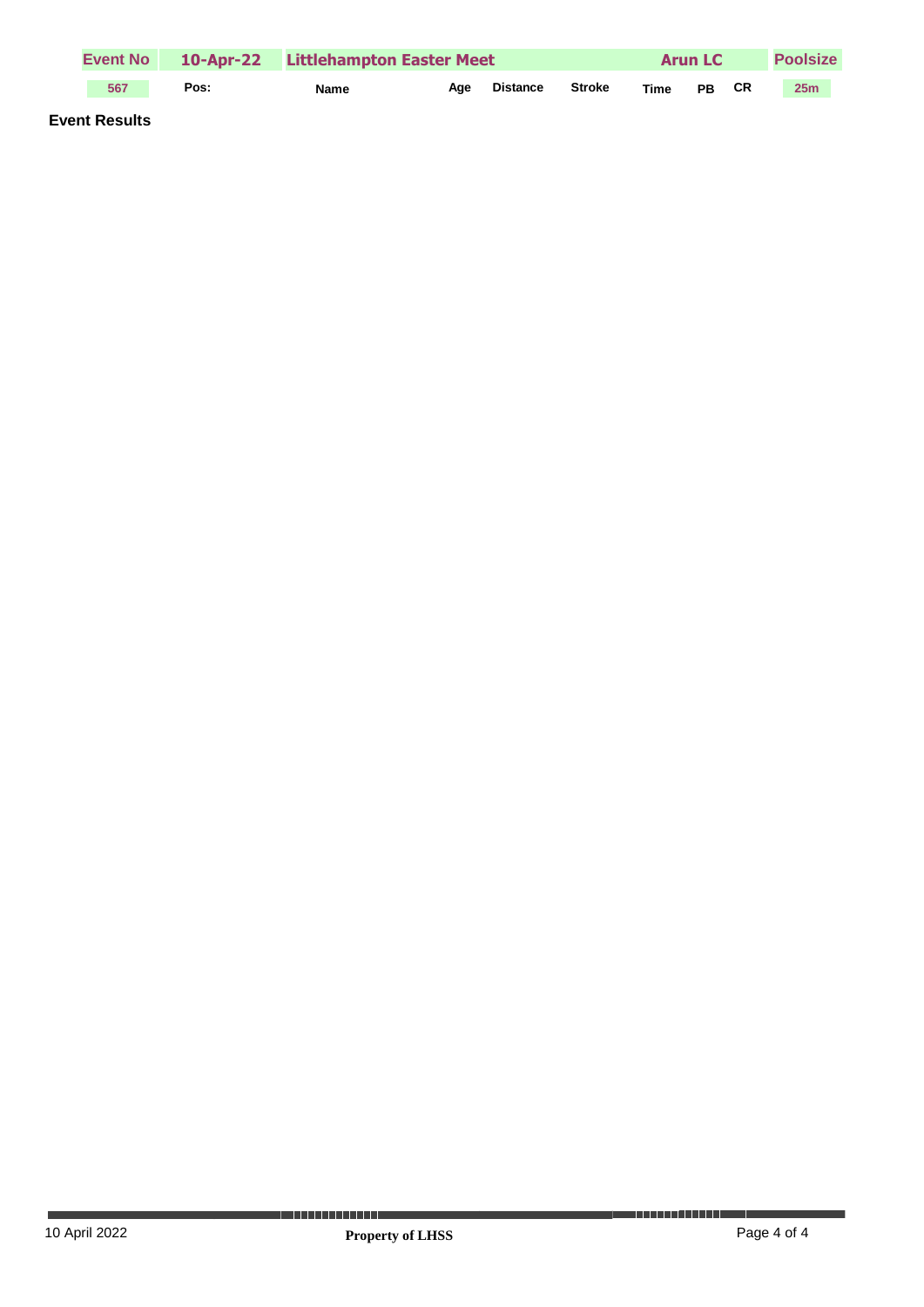| Event No | 10-Apr-22 | Littlehampton Easter Meet | | | | Arun LC | | | Poolsize |
|---|---|---|---|---|---|---|---|---|---|
| 567 | Pos: | Name | Age | Distance | Stroke | Time | PB | CR | 25m |

**Event Results**

Property of LHSS